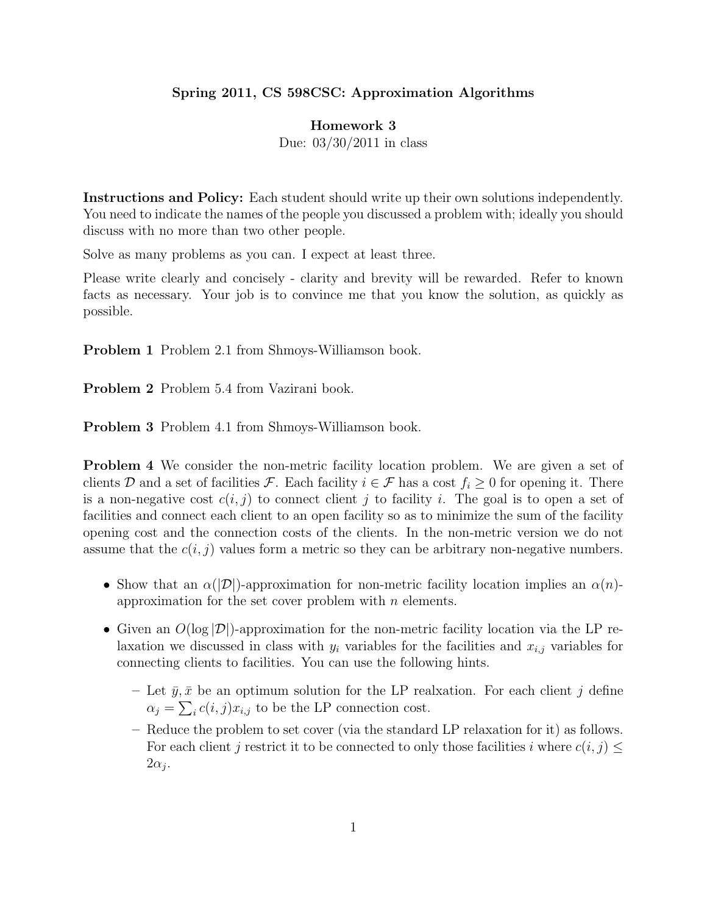**Spring 2011, CS 598CSC: Approximation Algorithms**

**Homework 3**

Due: 03/30/2011 in class

**Instructions and Policy:** Each student should write up their own solutions independently. You need to indicate the names of the people you discussed a problem with; ideally you should discuss with no more than two other people.

Solve as many problems as you can. I expect at least three.

Please write clearly and concisely - clarity and brevity will be rewarded. Refer to known facts as necessary. Your job is to convince me that you know the solution, as quickly as possible.

**Problem 1** Problem 2.1 from Shmoys-Williamson book.

**Problem 2** Problem 5.4 from Vazirani book.

**Problem 3** Problem 4.1 from Shmoys-Williamson book.

**Problem 4** We consider the non-metric facility location problem. We are given a set of clients $\mathcal{D}$ and a set of facilities $\mathcal{F}$. Each facility $i \in \mathcal{F}$ has a cost $f_i \geq 0$ for opening it. There is a non-negative cost $c(i, j)$ to connect client $j$ to facility $i$. The goal is to open a set of facilities and connect each client to an open facility so as to minimize the sum of the facility opening cost and the connection costs of the clients. In the non-metric version we do not assume that the $c(i, j)$ values form a metric so they can be arbitrary non-negative numbers.

- Show that an $\alpha(|\mathcal{D}|)$-approximation for non-metric facility location implies an $\alpha(n)$-approximation for the set cover problem with $n$ elements.
- Given an $O(\log |\mathcal{D}|)$-approximation for the non-metric facility location via the LP relaxation we discussed in class with $y_i$ variables for the facilities and $x_{i,j}$ variables for connecting clients to facilities. You can use the following hints.
  - Let $\bar{y}, \bar{x}$ be an optimum solution for the LP realxation. For each client $j$ define $\alpha_j = \sum_i c(i, j)x_{i,j}$ to be the LP connection cost.
  - Reduce the problem to set cover (via the standard LP relaxation for it) as follows. For each client $j$ restrict it to be connected to only those facilities $i$ where $c(i, j) \leq 2\alpha_j$.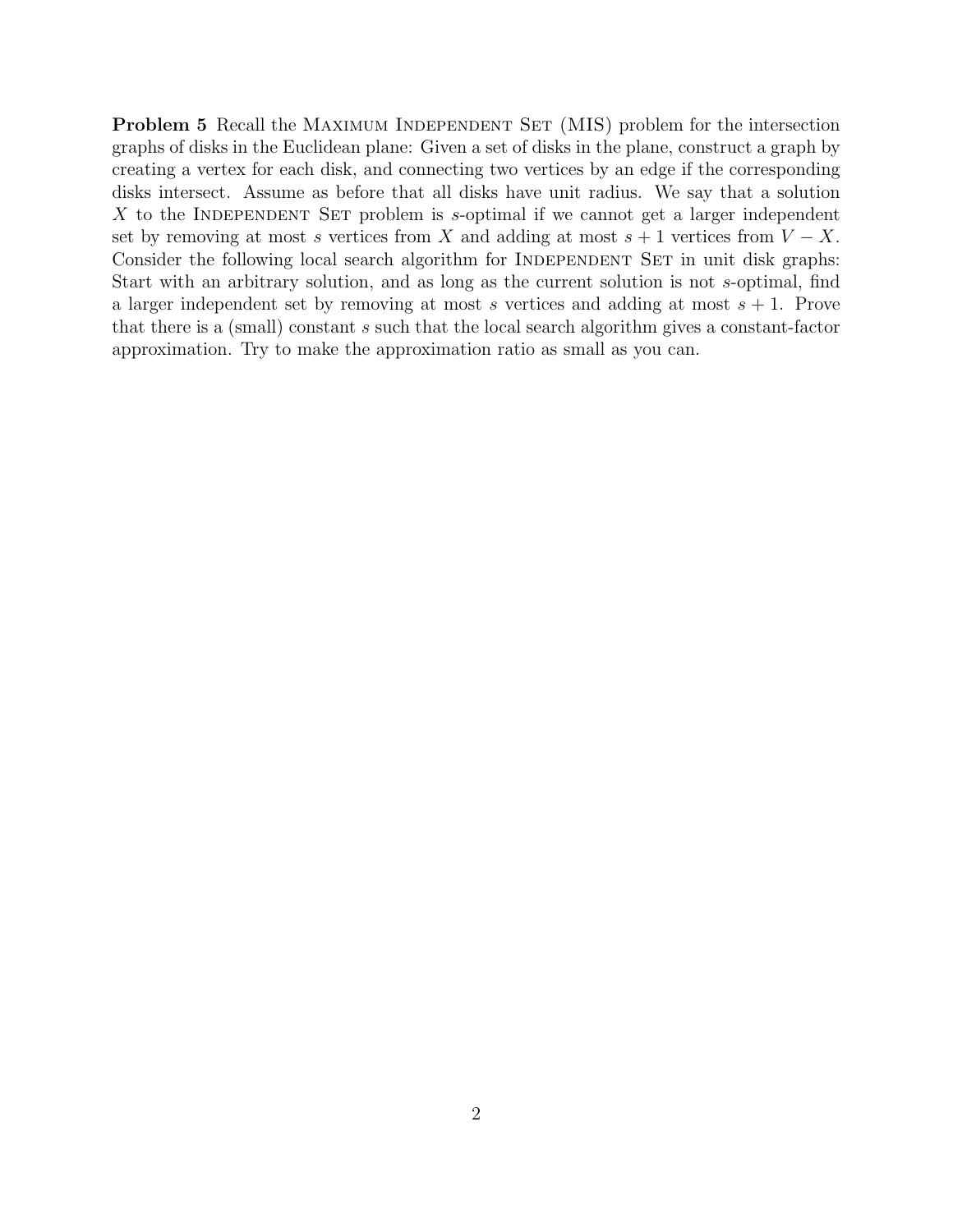**Problem 5** Recall the Maximum Independent Set (MIS) problem for the intersection graphs of disks in the Euclidean plane: Given a set of disks in the plane, construct a graph by creating a vertex for each disk, and connecting two vertices by an edge if the corresponding disks intersect. Assume as before that all disks have unit radius. We say that a solution $X$ to the Independent Set problem is $s$-optimal if we cannot get a larger independent set by removing at most $s$ vertices from $X$ and adding at most $s+1$ vertices from $V - X$. Consider the following local search algorithm for Independent Set in unit disk graphs: Start with an arbitrary solution, and as long as the current solution is not $s$-optimal, find a larger independent set by removing at most $s$ vertices and adding at most $s+1$. Prove that there is a (small) constant $s$ such that the local search algorithm gives a constant-factor approximation. Try to make the approximation ratio as small as you can.